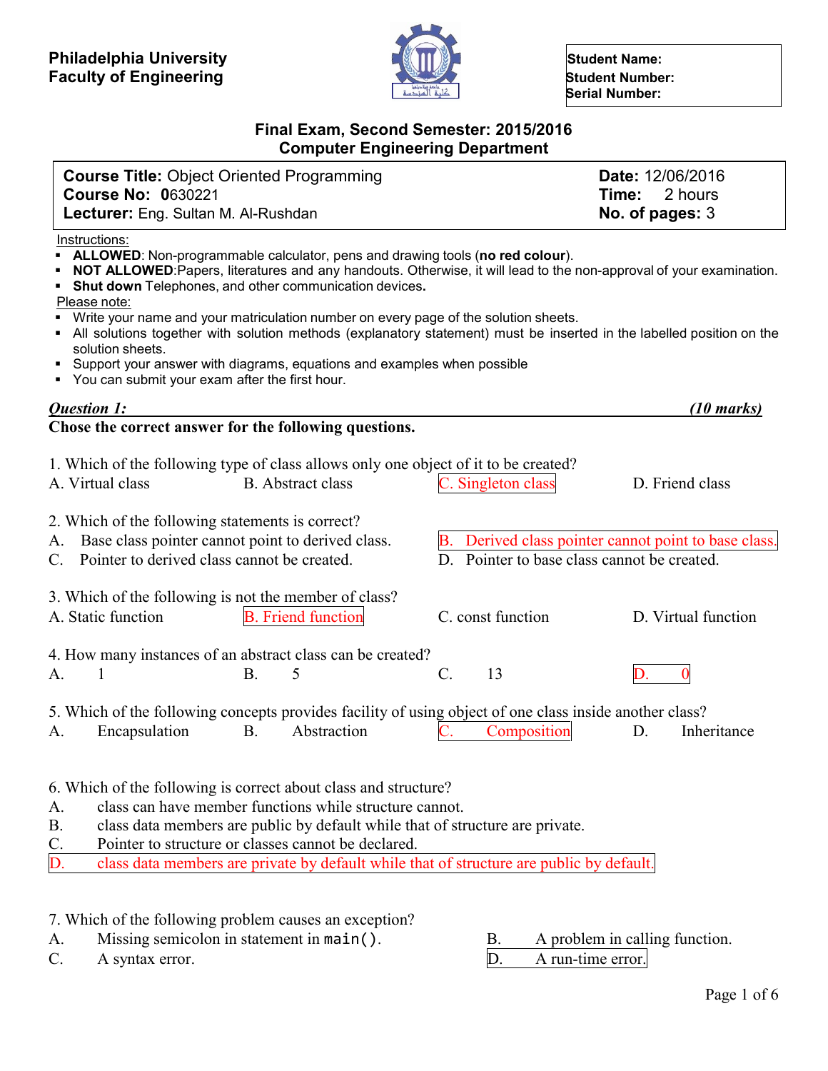**Philadelphia University**
**Faculty of Engineering**

**Student Name:**
**Student Number:**
**Serial Number:**

## Final Exam, Second Semester: 2015/2016
## Computer Engineering Department

| | |
|---|---|
| **Course Title:** Object Oriented Programming | **Date:** 12/06/2016 |
| **Course No: 0**630221 | **Time:** 2 hours |
| **Lecturer:** Eng. Sultan M. Al-Rushdan | **No. of pages:** 3 |

Instructions:

- **ALLOWED**: Non-programmable calculator, pens and drawing tools (**no red colour**).
- **NOT ALLOWED**:Papers, literatures and any handouts. Otherwise, it will lead to the non-approval of your examination.
- **Shut down** Telephones, and other communication devices**.**

Please note:

- Write your name and your matriculation number on every page of the solution sheets.
- All solutions together with solution methods (explanatory statement) must be inserted in the labelled position on the solution sheets.
- Support your answer with diagrams, equations and examples when possible
- You can submit your exam after the first hour.

***Question 1:*** ***(10 marks)***

**Chose the correct answer for the following questions.**

1. Which of the following type of class allows only one object of it to be created?
A. Virtual class B. Abstract class C. Singleton class D. Friend class

2. Which of the following statements is correct?
A. Base class pointer cannot point to derived class.
B. Derived class pointer cannot point to base class.
C. Pointer to derived class cannot be created.
D. Pointer to base class cannot be created.

3. Which of the following is not the member of class?
A. Static function B. Friend function C. const function D. Virtual function

4. How many instances of an abstract class can be created?
A. 1 B. 5 C. 13 D. 0

5. Which of the following concepts provides facility of using object of one class inside another class?
A. Encapsulation B. Abstraction C. Composition D. Inheritance

6. Which of the following is correct about class and structure?
A. class can have member functions while structure cannot.
B. class data members are public by default while that of structure are private.
C. Pointer to structure or classes cannot be declared.
D. class data members are private by default while that of structure are public by default.

7. Which of the following problem causes an exception?
A. Missing semicolon in statement in `main()`.
B. A problem in calling function.
C. A syntax error.
D. A run-time error.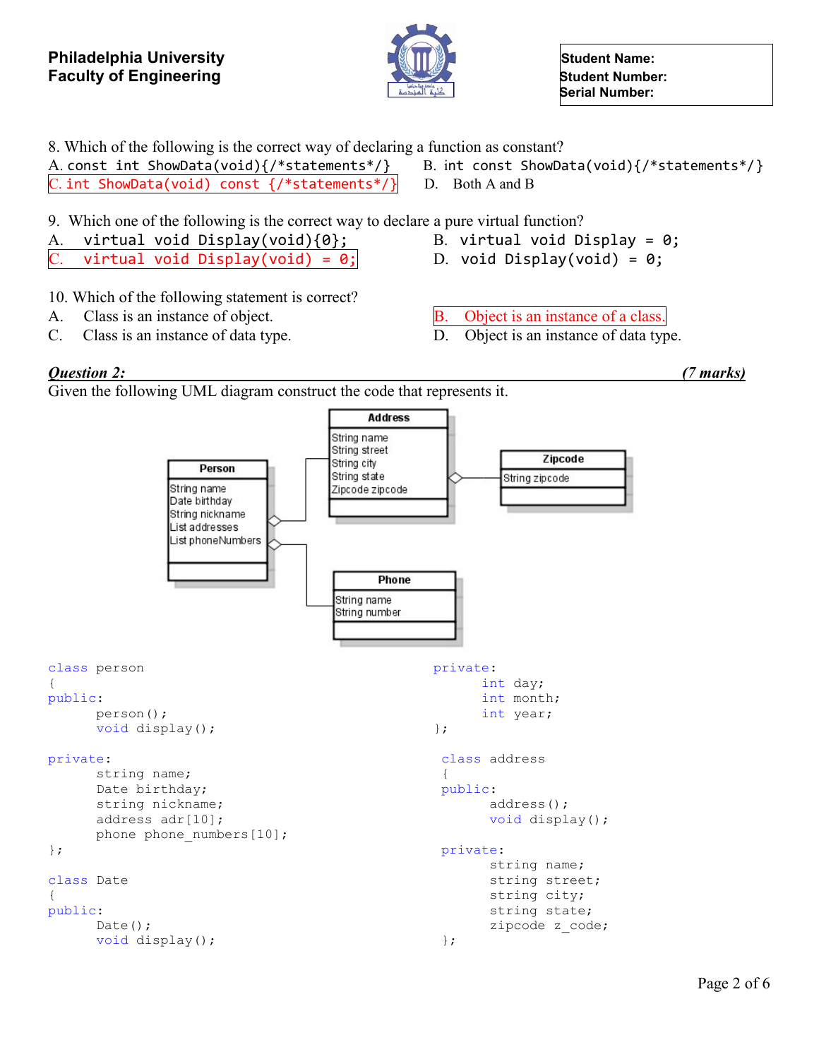8. Which of the following is the correct way of declaring a function as constant?

A. `const int ShowData(void){/*statements*/}`
B. `int const ShowData(void){/*statements*/}`
C. `int ShowData(void) const {/*statements*/}`
D. Both A and B

9. Which one of the following is the correct way to declare a pure virtual function?

A. `virtual void Display(void){0};`
B. `virtual void Display = 0;`
C. `virtual void Display(void) = 0;`
D. `void Display(void) = 0;`

10. Which of the following statement is correct?

A. Class is an instance of object.
B. Object is an instance of a class.
C. Class is an instance of data type.
D. Object is an instance of data type.

### *Question 2:* (7 marks)

Given the following UML diagram construct the code that represents it.

**Person**
- String name
- Date birthday
- String nickname
- List addresses
- List phoneNumbers

**Address**
- String name
- String street
- String city
- String state
- Zipcode zipcode

**Zipcode**
- String zipcode

**Phone**
- String name
- String number

```
class person
{
public:
	person();
	void display();

private:
	string name;
	Date birthday;
	string nickname;
	address adr[10];
	phone phone_numbers[10];
};

class Date
{
public:
	Date();
	void display();
private:
	int day;
	int month;
	int year;
};

class address
{
public:
	address();
	void display();

private:
	string name;
	string street;
	string city;
	string state;
	zipcode z_code;
};
```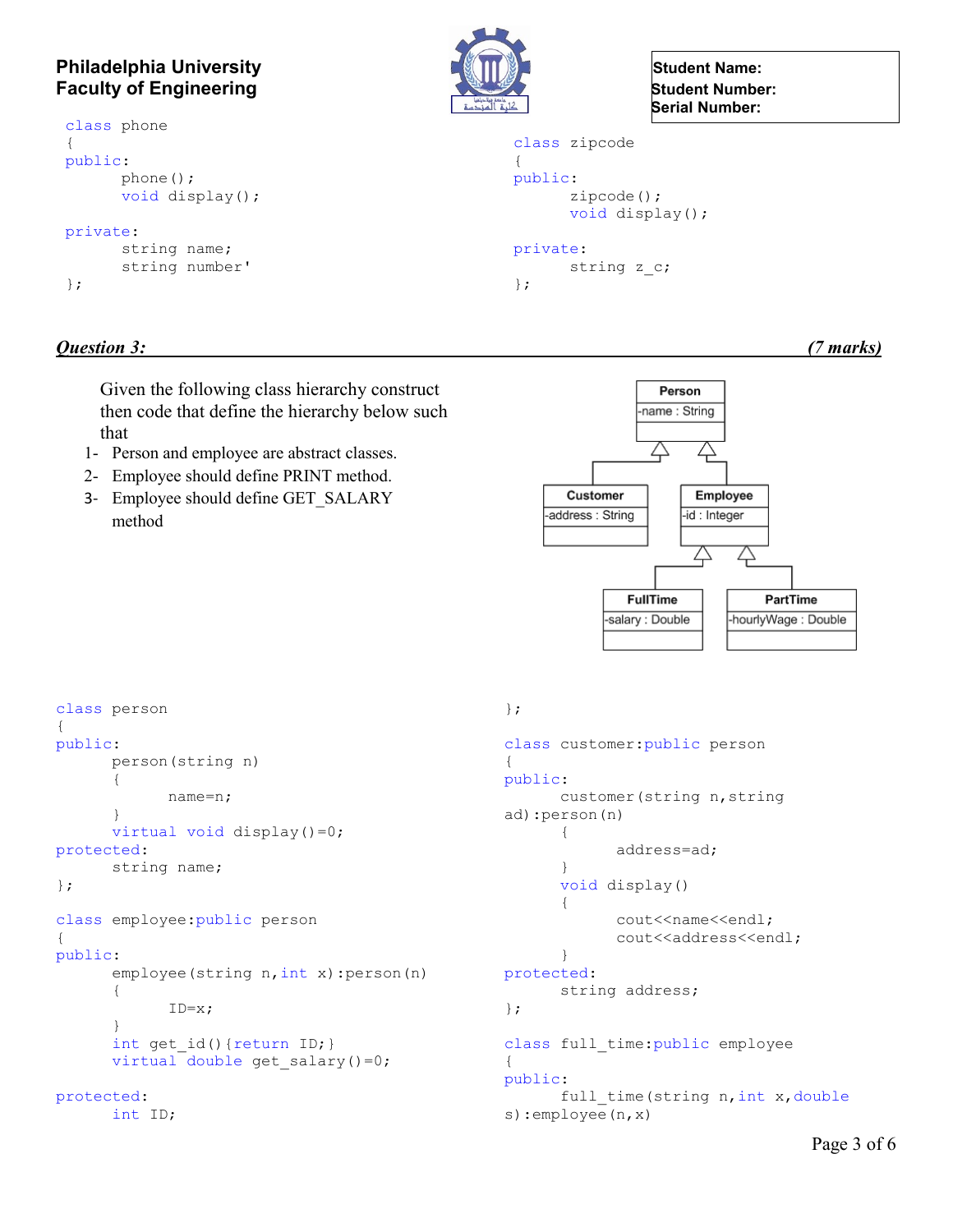**Philadelphia University**
**Faculty of Engineering**

**Student Name:**
**Student Number:**
**Serial Number:**

```
class phone
{
public:
       phone();
       void display();

private:
       string name;
       string number'
};
```

```
class zipcode
{
public:
       zipcode();
       void display();

private:
       string z_c;
};
```

## *Question 3:* *(7 marks)*

Given the following class hierarchy construct then code that define the hierarchy below such that

1- Person and employee are abstract classes.
2- Employee should define PRINT method.
3- Employee should define GET_SALARY method

| Person |
| --- |
| -name : String |

| Customer |
| --- |
| -address : String |

| Employee |
| --- |
| -id : Integer |

| FullTime |
| --- |
| -salary : Double |

| PartTime |
| --- |
| -hourlyWage : Double |

```
class person
{
public:
       person(string n)
       {
              name=n;
       }
       virtual void display()=0;
protected:
       string name;
};

class employee:public person
{
public:
       employee(string n,int x):person(n)
       {
              ID=x;
       }
       int get_id(){return ID;}
       virtual double get_salary()=0;

protected:
       int ID;
```

```
};

class customer:public person
{
public:
       customer(string n,string
ad):person(n)
       {
              address=ad;
       }
       void display()
       {
              cout<<name<<endl;
              cout<<address<<endl;
       }
protected:
       string address;
};

class full_time:public employee
{
public:
       full_time(string n,int x,double
s):employee(n,x)
```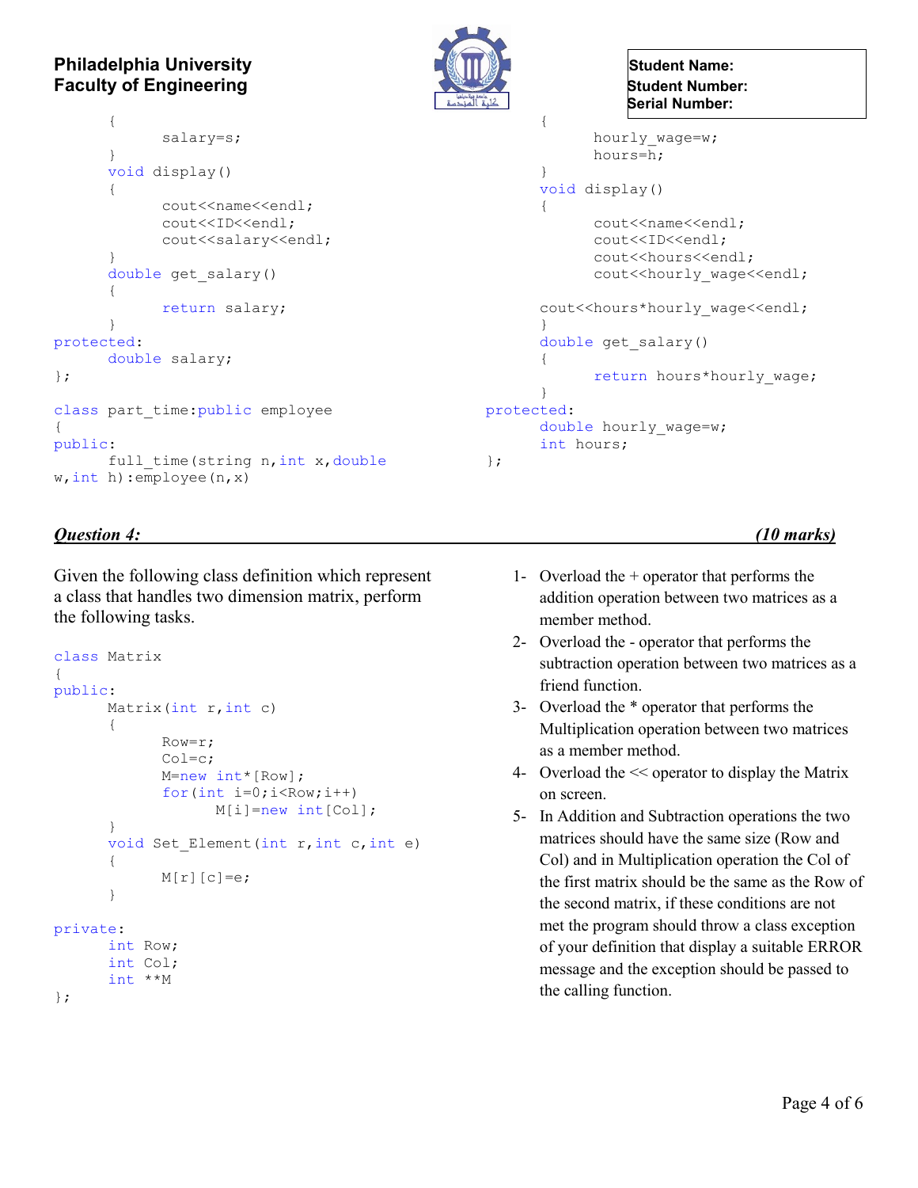**Philadelphia University**
**Faculty of Engineering**

| Student Name: |
|---|
| Student Number: |
| Serial Number: |

```
	{
		salary=s;
	}
	void display()
	{
		cout<<name<<endl;
		cout<<ID<<endl;
		cout<<salary<<endl;
	}
	double get_salary()
	{
		return salary;
	}
protected:
	double salary;
};

class part_time:public employee
{
public:
	full_time(string n,int x,double
w,int h):employee(n,x)
	{
		hourly_wage=w;
		hours=h;
	}
	void display()
	{
		cout<<name<<endl;
		cout<<ID<<endl;
		cout<<hours<<endl;
		cout<<hourly_wage<<endl;

	cout<<hours*hourly_wage<<endl;
	}
	double get_salary()
	{
		return hours*hourly_wage;
	}
protected:
	double hourly_wage=w;
	int hours;
};
```

## *Question 4:* *(10 marks)*

Given the following class definition which represent a class that handles two dimension matrix, perform the following tasks.

```
class Matrix
{
public:
	Matrix(int r,int c)
	{
		Row=r;
		Col=c;
		M=new int*[Row];
		for(int i=0;i<Row;i++)
			M[i]=new int[Col];
	}
	void Set_Element(int r,int c,int e)
	{
		M[r][c]=e;
	}

private:
	int Row;
	int Col;
	int **M
};
```

1- Overload the + operator that performs the addition operation between two matrices as a member method.
2- Overload the - operator that performs the subtraction operation between two matrices as a friend function.
3- Overload the * operator that performs the Multiplication operation between two matrices as a member method.
4- Overload the << operator to display the Matrix on screen.
5- In Addition and Subtraction operations the two matrices should have the same size (Row and Col) and in Multiplication operation the Col of the first matrix should be the same as the Row of the second matrix, if these conditions are not met the program should throw a class exception of your definition that display a suitable ERROR message and the exception should be passed to the calling function.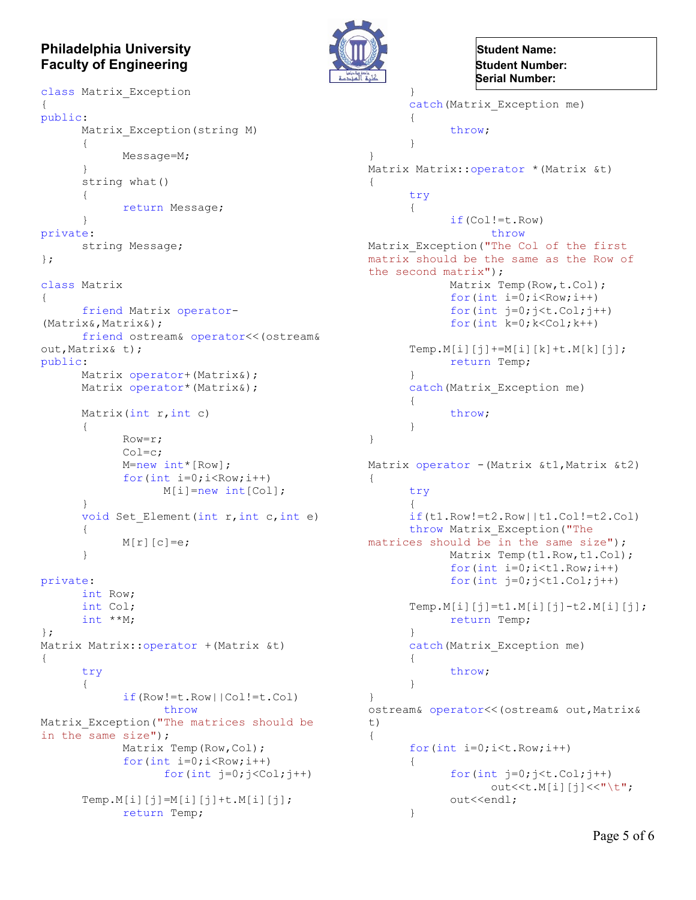**Philadelphia University**
**Faculty of Engineering**

**Student Name:**
**Student Number:**
**Serial Number:**

```
class Matrix_Exception
{
public:
      Matrix_Exception(string M)
      {
            Message=M;
      }
      string what()
      {
            return Message;
      }
private:
      string Message;
};

class Matrix
{
      friend Matrix operator-(Matrix&,Matrix&);
      friend ostream& operator<<(ostream& out,Matrix& t);
public:
      Matrix operator+(Matrix&);
      Matrix operator*(Matrix&);

      Matrix(int r,int c)
      {
            Row=r;
            Col=c;
            M=new int*[Row];
            for(int i=0;i<Row;i++)
                  M[i]=new int[Col];
      }
      void Set_Element(int r,int c,int e)
      {
            M[r][c]=e;
      }

private:
      int Row;
      int Col;
      int **M;
};
Matrix Matrix::operator +(Matrix &t)
{
      try
      {
            if(Row!=t.Row||Col!=t.Col)
                  throw Matrix_Exception("The matrices should be in the same size");
            Matrix Temp(Row,Col);
            for(int i=0;i<Row;i++)
                  for(int j=0;j<Col;j++)
                        Temp.M[i][j]=M[i][j]+t.M[i][j];
            return Temp;
      }
      catch(Matrix_Exception me)
      {
            throw;
      }
}
Matrix Matrix::operator *(Matrix &t)
{
      try
      {
            if(Col!=t.Row)
                  throw Matrix_Exception("The Col of the first matrix should be the same as the Row of the second matrix");
            Matrix Temp(Row,t.Col);
            for(int i=0;i<Row;i++)
            for(int j=0;j<t.Col;j++)
            for(int k=0;k<Col;k++)
                  Temp.M[i][j]+=M[i][k]+t.M[k][j];
            return Temp;
      }
      catch(Matrix_Exception me)
      {
            throw;
      }
}

Matrix operator -(Matrix &t1,Matrix &t2)
{
      try
      {
      if(t1.Row!=t2.Row||t1.Col!=t2.Col)
      throw Matrix_Exception("The matrices should be in the same size");
            Matrix Temp(t1.Row,t1.Col);
            for(int i=0;i<t1.Row;i++)
            for(int j=0;j<t1.Col;j++)
                  Temp.M[i][j]=t1.M[i][j]-t2.M[i][j];
            return Temp;
      }
      catch(Matrix_Exception me)
      {
            throw;
      }
}
ostream& operator<<(ostream& out,Matrix& t)
{
      for(int i=0;i<t.Row;i++)
      {
            for(int j=0;j<t.Col;j++)
                  out<<t.M[i][j]<<"\t";
            out<<endl;
      }
```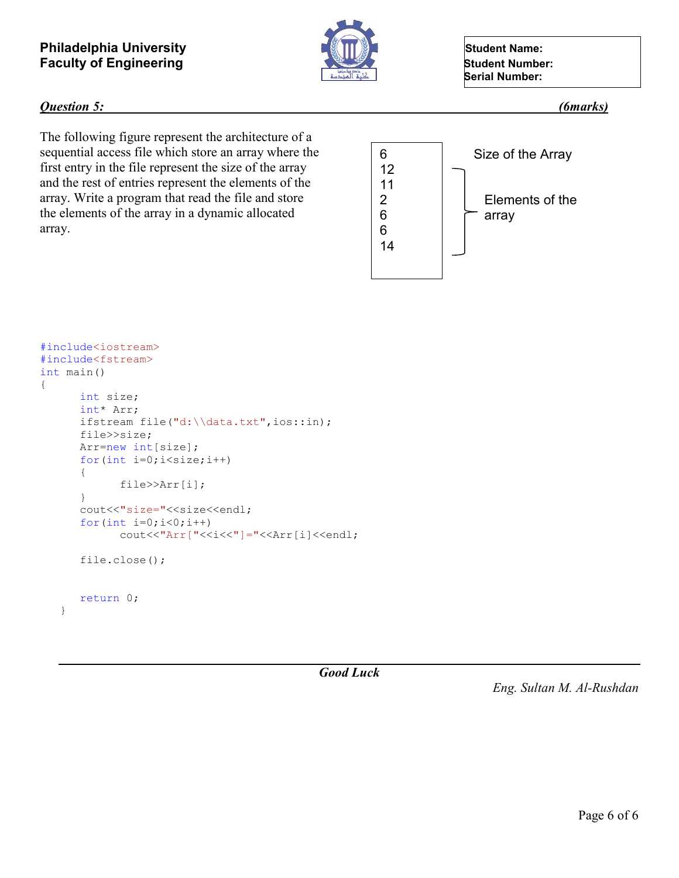**Philadelphia University**
**Faculty of Engineering**

**Student Name:**
**Student Number:**
**Serial Number:**

***Question 5:*** ***(6marks)***

The following figure represent the architecture of a sequential access file which store an array where the first entry in the file represent the size of the array and the rest of entries represent the elements of the array. Write a program that read the file and store the elements of the array in a dynamic allocated array.

```
6       Size of the Array
12
11
2       Elements of the
6       array
6
14
```

```
#include<iostream>
#include<fstream>
int main()
{
      int size;
      int* Arr;
      ifstream file("d:\\data.txt",ios::in);
      file>>size;
      Arr=new int[size];
      for(int i=0;i<size;i++)
      {
            file>>Arr[i];
      }
      cout<<"size="<<size<<endl;
      for(int i=0;i<0;i++)
            cout<<"Arr["<<i<<"]="<<Arr[i]<<endl;

      file.close();


      return 0;
   }
```

***Good Luck***

*Eng. Sultan M. Al-Rushdan*